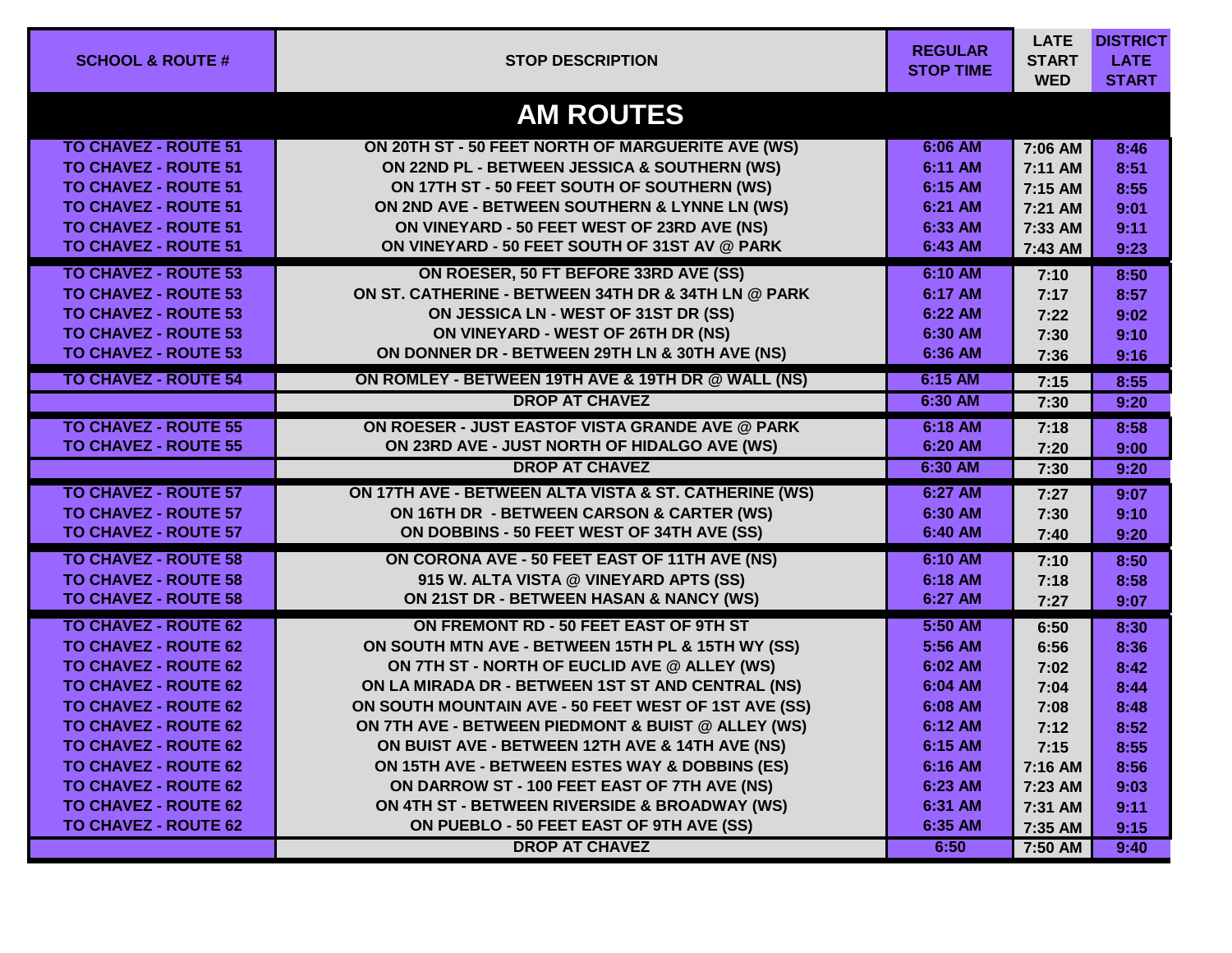| SCHOOL & ROUTE # | STOP DESCRIPTION | REGULAR STOP TIME | LATE START WED | DISTRICT LATE START |
|---|---|---|---|---|
| **AM ROUTES** | | | | |
| TO CHAVEZ - ROUTE 51 | ON 20TH ST - 50 FEET NORTH OF MARGUERITE AVE (WS) | 6:06 AM | 7:06 AM | 8:46 |
| TO CHAVEZ - ROUTE 51 | ON 22ND PL - BETWEEN JESSICA & SOUTHERN (WS) | 6:11 AM | 7:11 AM | 8:51 |
| TO CHAVEZ - ROUTE 51 | ON 17TH ST - 50 FEET SOUTH OF SOUTHERN (WS) | 6:15 AM | 7:15 AM | 8:55 |
| TO CHAVEZ - ROUTE 51 | ON 2ND AVE - BETWEEN SOUTHERN & LYNNE LN (WS) | 6:21 AM | 7:21 AM | 9:01 |
| TO CHAVEZ - ROUTE 51 | ON VINEYARD - 50 FEET WEST OF 23RD AVE (NS) | 6:33 AM | 7:33 AM | 9:11 |
| TO CHAVEZ - ROUTE 51 | ON VINEYARD - 50 FEET SOUTH OF 31ST AV @ PARK | 6:43 AM | 7:43 AM | 9:23 |
| TO CHAVEZ - ROUTE 53 | ON ROESER, 50 FT BEFORE 33RD AVE (SS) | 6:10 AM | 7:10 | 8:50 |
| TO CHAVEZ - ROUTE 53 | ON ST. CATHERINE - BETWEEN 34TH DR & 34TH LN @ PARK | 6:17 AM | 7:17 | 8:57 |
| TO CHAVEZ - ROUTE 53 | ON JESSICA LN - WEST OF 31ST DR (SS) | 6:22 AM | 7:22 | 9:02 |
| TO CHAVEZ - ROUTE 53 | ON VINEYARD - WEST OF 26TH DR (NS) | 6:30 AM | 7:30 | 9:10 |
| TO CHAVEZ - ROUTE 53 | ON DONNER DR - BETWEEN 29TH LN & 30TH AVE (NS) | 6:36 AM | 7:36 | 9:16 |
| TO CHAVEZ - ROUTE 54 | ON ROMLEY - BETWEEN 19TH AVE & 19TH DR @ WALL (NS) | 6:15 AM | 7:15 | 8:55 |
| | DROP AT CHAVEZ | 6:30 AM | 7:30 | 9:20 |
| TO CHAVEZ - ROUTE 55 | ON ROESER - JUST EASTOF VISTA GRANDE AVE @ PARK | 6:18 AM | 7:18 | 8:58 |
| TO CHAVEZ - ROUTE 55 | ON 23RD AVE - JUST NORTH OF HIDALGO AVE (WS) | 6:20 AM | 7:20 | 9:00 |
| | DROP AT CHAVEZ | 6:30 AM | 7:30 | 9:20 |
| TO CHAVEZ - ROUTE 57 | ON 17TH AVE - BETWEEN ALTA VISTA & ST. CATHERINE (WS) | 6:27 AM | 7:27 | 9:07 |
| TO CHAVEZ - ROUTE 57 | ON 16TH DR - BETWEEN CARSON & CARTER (WS) | 6:30 AM | 7:30 | 9:10 |
| TO CHAVEZ - ROUTE 57 | ON DOBBINS - 50 FEET WEST OF 34TH AVE (SS) | 6:40 AM | 7:40 | 9:20 |
| TO CHAVEZ - ROUTE 58 | ON CORONA AVE - 50 FEET EAST OF 11TH AVE (NS) | 6:10 AM | 7:10 | 8:50 |
| TO CHAVEZ - ROUTE 58 | 915 W. ALTA VISTA @ VINEYARD APTS (SS) | 6:18 AM | 7:18 | 8:58 |
| TO CHAVEZ - ROUTE 58 | ON 21ST DR - BETWEEN HASAN & NANCY (WS) | 6:27 AM | 7:27 | 9:07 |
| TO CHAVEZ - ROUTE 62 | ON FREMONT RD - 50 FEET EAST OF 9TH ST | 5:50 AM | 6:50 | 8:30 |
| TO CHAVEZ - ROUTE 62 | ON SOUTH MTN AVE - BETWEEN 15TH PL & 15TH WY (SS) | 5:56 AM | 6:56 | 8:36 |
| TO CHAVEZ - ROUTE 62 | ON 7TH ST - NORTH OF EUCLID AVE @ ALLEY (WS) | 6:02 AM | 7:02 | 8:42 |
| TO CHAVEZ - ROUTE 62 | ON LA MIRADA DR - BETWEEN 1ST ST AND CENTRAL (NS) | 6:04 AM | 7:04 | 8:44 |
| TO CHAVEZ - ROUTE 62 | ON SOUTH MOUNTAIN AVE - 50 FEET WEST OF 1ST AVE (SS) | 6:08 AM | 7:08 | 8:48 |
| TO CHAVEZ - ROUTE 62 | ON 7TH AVE - BETWEEN PIEDMONT & BUIST @ ALLEY (WS) | 6:12 AM | 7:12 | 8:52 |
| TO CHAVEZ - ROUTE 62 | ON BUIST AVE - BETWEEN 12TH AVE & 14TH AVE (NS) | 6:15 AM | 7:15 | 8:55 |
| TO CHAVEZ - ROUTE 62 | ON 15TH AVE - BETWEEN ESTES WAY & DOBBINS (ES) | 6:16 AM | 7:16 AM | 8:56 |
| TO CHAVEZ - ROUTE 62 | ON DARROW ST - 100 FEET EAST OF 7TH AVE (NS) | 6:23 AM | 7:23 AM | 9:03 |
| TO CHAVEZ - ROUTE 62 | ON 4TH ST - BETWEEN RIVERSIDE & BROADWAY (WS) | 6:31 AM | 7:31 AM | 9:11 |
| TO CHAVEZ - ROUTE 62 | ON PUEBLO - 50 FEET EAST OF 9TH AVE (SS) | 6:35 AM | 7:35 AM | 9:15 |
| | DROP AT CHAVEZ | 6:50 | 7:50 AM | 9:40 |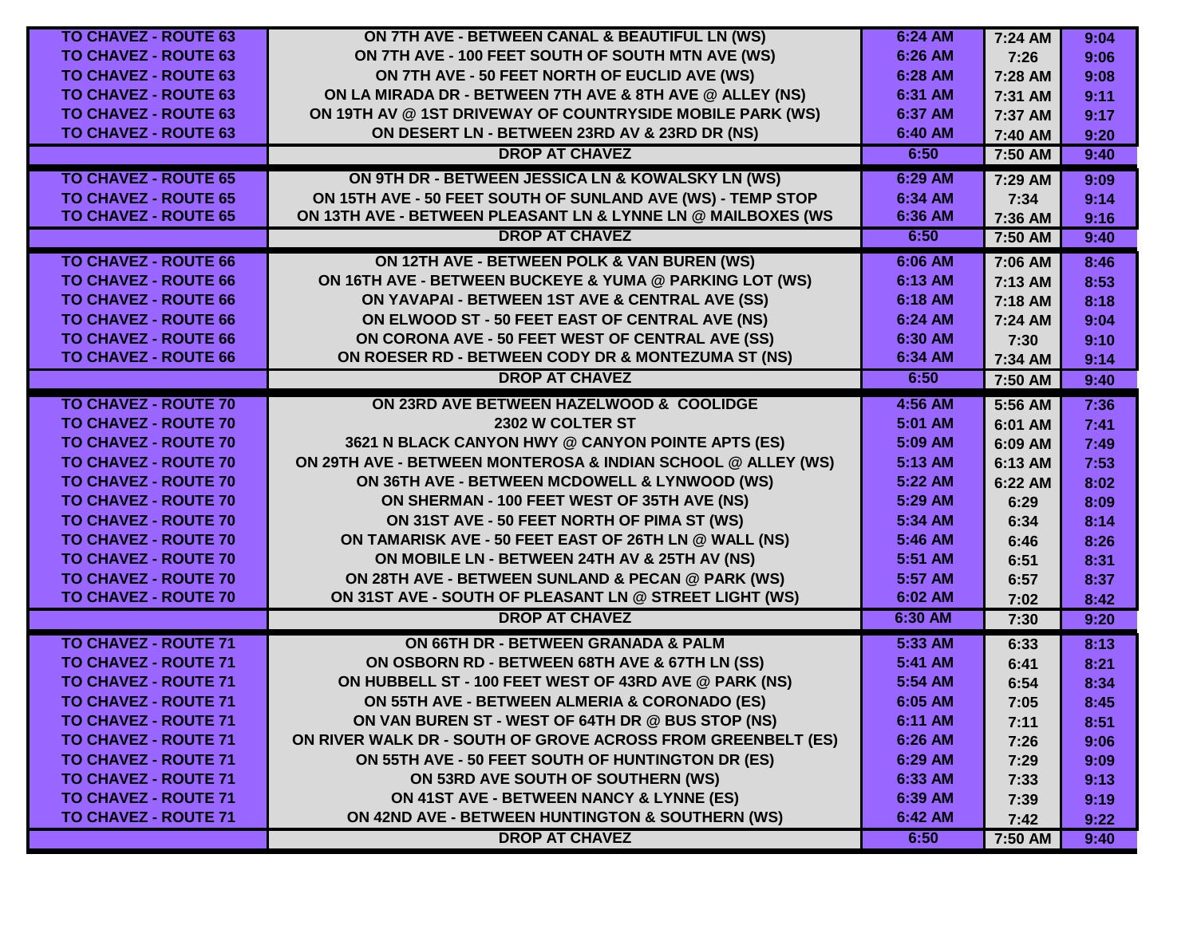| | | | | |
|---|---|---|---|---|
| TO CHAVEZ - ROUTE 63 | ON 7TH AVE - BETWEEN CANAL & BEAUTIFUL LN (WS) | 6:24 AM | 7:24 AM | 9:04 |
| TO CHAVEZ - ROUTE 63 | ON 7TH AVE - 100 FEET SOUTH OF SOUTH MTN AVE (WS) | 6:26 AM | 7:26 | 9:06 |
| TO CHAVEZ - ROUTE 63 | ON 7TH AVE - 50 FEET NORTH OF EUCLID AVE (WS) | 6:28 AM | 7:28 AM | 9:08 |
| TO CHAVEZ - ROUTE 63 | ON LA MIRADA DR - BETWEEN 7TH AVE & 8TH AVE @ ALLEY (NS) | 6:31 AM | 7:31 AM | 9:11 |
| TO CHAVEZ - ROUTE 63 | ON 19TH AV @ 1ST DRIVEWAY OF COUNTRYSIDE MOBILE PARK (WS) | 6:37 AM | 7:37 AM | 9:17 |
| TO CHAVEZ - ROUTE 63 | ON DESERT LN - BETWEEN 23RD AV & 23RD DR (NS) | 6:40 AM | 7:40 AM | 9:20 |
| | DROP AT CHAVEZ | 6:50 | 7:50 AM | 9:40 |
| TO CHAVEZ - ROUTE 65 | ON 9TH DR - BETWEEN JESSICA LN & KOWALSKY LN (WS) | 6:29 AM | 7:29 AM | 9:09 |
| TO CHAVEZ - ROUTE 65 | ON 15TH AVE - 50 FEET SOUTH OF SUNLAND AVE (WS) - TEMP STOP | 6:34 AM | 7:34 | 9:14 |
| TO CHAVEZ - ROUTE 65 | ON 13TH AVE - BETWEEN PLEASANT LN & LYNNE LN @ MAILBOXES (WS | 6:36 AM | 7:36 AM | 9:16 |
| | DROP AT CHAVEZ | 6:50 | 7:50 AM | 9:40 |
| TO CHAVEZ - ROUTE 66 | ON 12TH AVE - BETWEEN POLK & VAN BUREN (WS) | 6:06 AM | 7:06 AM | 8:46 |
| TO CHAVEZ - ROUTE 66 | ON 16TH AVE - BETWEEN BUCKEYE & YUMA @ PARKING LOT (WS) | 6:13 AM | 7:13 AM | 8:53 |
| TO CHAVEZ - ROUTE 66 | ON YAVAPAI - BETWEEN 1ST AVE & CENTRAL AVE (SS) | 6:18 AM | 7:18 AM | 8:18 |
| TO CHAVEZ - ROUTE 66 | ON ELWOOD ST - 50 FEET EAST OF CENTRAL AVE (NS) | 6:24 AM | 7:24 AM | 9:04 |
| TO CHAVEZ - ROUTE 66 | ON CORONA AVE - 50 FEET WEST OF CENTRAL AVE (SS) | 6:30 AM | 7:30 | 9:10 |
| TO CHAVEZ - ROUTE 66 | ON ROESER RD - BETWEEN CODY DR & MONTEZUMA ST (NS) | 6:34 AM | 7:34 AM | 9:14 |
| | DROP AT CHAVEZ | 6:50 | 7:50 AM | 9:40 |
| TO CHAVEZ - ROUTE 70 | ON 23RD AVE BETWEEN HAZELWOOD & COOLIDGE | 4:56 AM | 5:56 AM | 7:36 |
| TO CHAVEZ - ROUTE 70 | 2302 W COLTER ST | 5:01 AM | 6:01 AM | 7:41 |
| TO CHAVEZ - ROUTE 70 | 3621 N BLACK CANYON HWY @ CANYON POINTE APTS (ES) | 5:09 AM | 6:09 AM | 7:49 |
| TO CHAVEZ - ROUTE 70 | ON 29TH AVE - BETWEEN MONTEROSA & INDIAN SCHOOL @ ALLEY (WS) | 5:13 AM | 6:13 AM | 7:53 |
| TO CHAVEZ - ROUTE 70 | ON 36TH AVE - BETWEEN MCDOWELL & LYNWOOD (WS) | 5:22 AM | 6:22 AM | 8:02 |
| TO CHAVEZ - ROUTE 70 | ON SHERMAN - 100 FEET WEST OF 35TH AVE (NS) | 5:29 AM | 6:29 | 8:09 |
| TO CHAVEZ - ROUTE 70 | ON 31ST AVE - 50 FEET NORTH OF PIMA ST (WS) | 5:34 AM | 6:34 | 8:14 |
| TO CHAVEZ - ROUTE 70 | ON TAMARISK AVE - 50 FEET EAST OF 26TH LN @ WALL (NS) | 5:46 AM | 6:46 | 8:26 |
| TO CHAVEZ - ROUTE 70 | ON MOBILE LN - BETWEEN 24TH AV & 25TH AV (NS) | 5:51 AM | 6:51 | 8:31 |
| TO CHAVEZ - ROUTE 70 | ON 28TH AVE - BETWEEN SUNLAND & PECAN @ PARK (WS) | 5:57 AM | 6:57 | 8:37 |
| TO CHAVEZ - ROUTE 70 | ON 31ST AVE - SOUTH OF PLEASANT LN @ STREET LIGHT (WS) | 6:02 AM | 7:02 | 8:42 |
| | DROP AT CHAVEZ | 6:30 AM | 7:30 | 9:20 |
| TO CHAVEZ - ROUTE 71 | ON 66TH DR - BETWEEN GRANADA & PALM | 5:33 AM | 6:33 | 8:13 |
| TO CHAVEZ - ROUTE 71 | ON OSBORN RD - BETWEEN 68TH AVE & 67TH LN (SS) | 5:41 AM | 6:41 | 8:21 |
| TO CHAVEZ - ROUTE 71 | ON HUBBELL ST - 100 FEET WEST OF 43RD AVE @ PARK (NS) | 5:54 AM | 6:54 | 8:34 |
| TO CHAVEZ - ROUTE 71 | ON 55TH AVE - BETWEEN ALMERIA & CORONADO (ES) | 6:05 AM | 7:05 | 8:45 |
| TO CHAVEZ - ROUTE 71 | ON VAN BUREN ST - WEST OF 64TH DR @ BUS STOP (NS) | 6:11 AM | 7:11 | 8:51 |
| TO CHAVEZ - ROUTE 71 | ON RIVER WALK DR - SOUTH OF GROVE ACROSS FROM GREENBELT (ES) | 6:26 AM | 7:26 | 9:06 |
| TO CHAVEZ - ROUTE 71 | ON 55TH AVE - 50 FEET SOUTH OF HUNTINGTON DR (ES) | 6:29 AM | 7:29 | 9:09 |
| TO CHAVEZ - ROUTE 71 | ON 53RD AVE SOUTH OF SOUTHERN (WS) | 6:33 AM | 7:33 | 9:13 |
| TO CHAVEZ - ROUTE 71 | ON 41ST AVE - BETWEEN NANCY & LYNNE (ES) | 6:39 AM | 7:39 | 9:19 |
| TO CHAVEZ - ROUTE 71 | ON 42ND AVE - BETWEEN HUNTINGTON & SOUTHERN (WS) | 6:42 AM | 7:42 | 9:22 |
| | DROP AT CHAVEZ | 6:50 | 7:50 AM | 9:40 |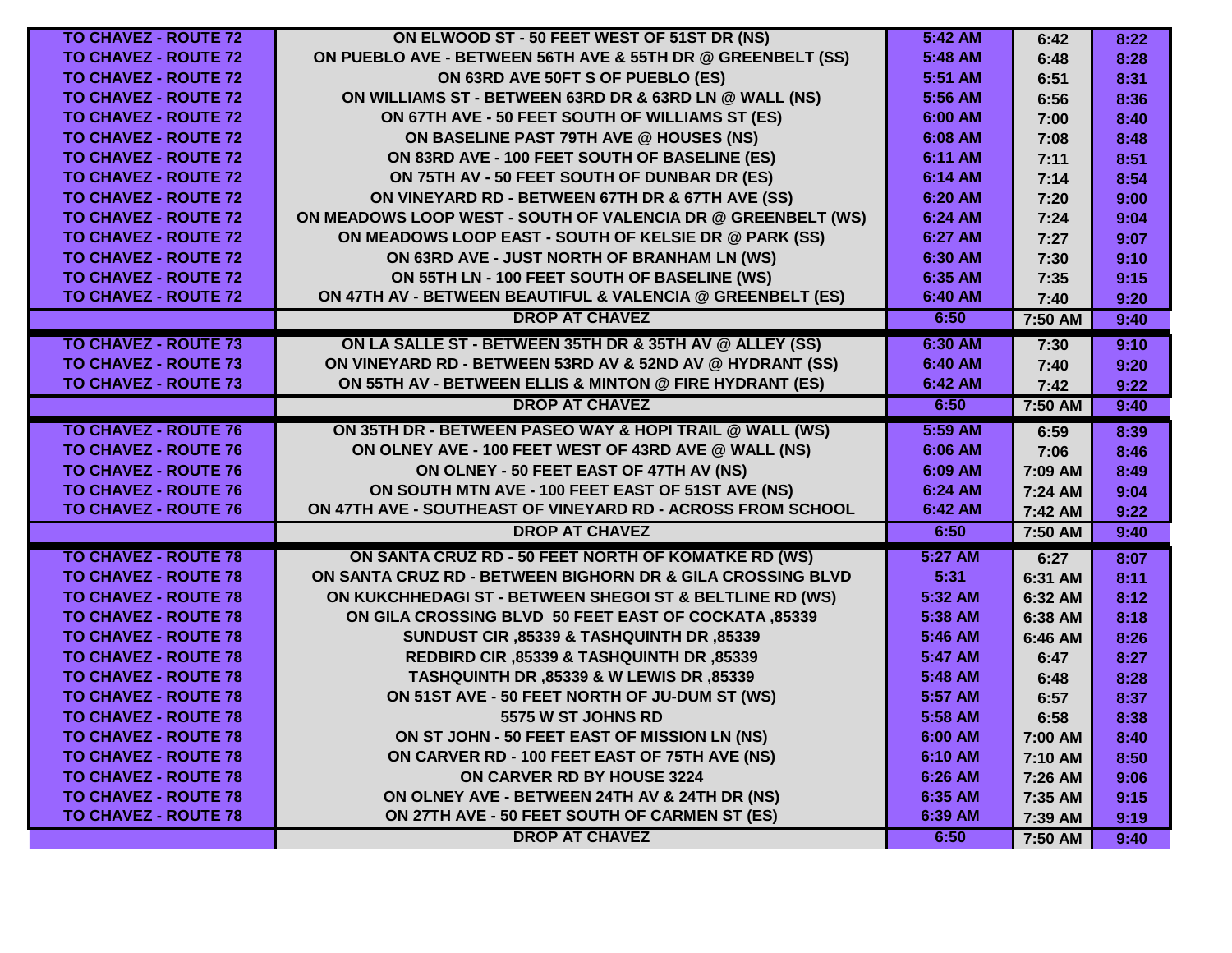| | | | | |
|---|---|---|---|---|
| TO CHAVEZ - ROUTE 72 | ON ELWOOD ST - 50 FEET WEST OF 51ST DR (NS) | 5:42 AM | 6:42 | 8:22 |
| TO CHAVEZ - ROUTE 72 | ON PUEBLO AVE - BETWEEN 56TH AVE & 55TH DR @ GREENBELT (SS) | 5:48 AM | 6:48 | 8:28 |
| TO CHAVEZ - ROUTE 72 | ON 63RD AVE 50FT S OF PUEBLO (ES) | 5:51 AM | 6:51 | 8:31 |
| TO CHAVEZ - ROUTE 72 | ON WILLIAMS ST - BETWEEN 63RD DR & 63RD LN @ WALL (NS) | 5:56 AM | 6:56 | 8:36 |
| TO CHAVEZ - ROUTE 72 | ON 67TH AVE - 50 FEET SOUTH OF WILLIAMS ST (ES) | 6:00 AM | 7:00 | 8:40 |
| TO CHAVEZ - ROUTE 72 | ON BASELINE PAST 79TH AVE @ HOUSES (NS) | 6:08 AM | 7:08 | 8:48 |
| TO CHAVEZ - ROUTE 72 | ON 83RD AVE - 100 FEET SOUTH OF BASELINE (ES) | 6:11 AM | 7:11 | 8:51 |
| TO CHAVEZ - ROUTE 72 | ON 75TH AV - 50 FEET SOUTH OF DUNBAR DR (ES) | 6:14 AM | 7:14 | 8:54 |
| TO CHAVEZ - ROUTE 72 | ON VINEYARD RD - BETWEEN 67TH DR & 67TH AVE (SS) | 6:20 AM | 7:20 | 9:00 |
| TO CHAVEZ - ROUTE 72 | ON MEADOWS LOOP WEST - SOUTH OF VALENCIA DR @ GREENBELT (WS) | 6:24 AM | 7:24 | 9:04 |
| TO CHAVEZ - ROUTE 72 | ON MEADOWS LOOP EAST - SOUTH OF KELSIE DR @ PARK (SS) | 6:27 AM | 7:27 | 9:07 |
| TO CHAVEZ - ROUTE 72 | ON 63RD AVE - JUST NORTH OF BRANHAM LN (WS) | 6:30 AM | 7:30 | 9:10 |
| TO CHAVEZ - ROUTE 72 | ON 55TH LN - 100 FEET SOUTH OF BASELINE (WS) | 6:35 AM | 7:35 | 9:15 |
| TO CHAVEZ - ROUTE 72 | ON 47TH AV - BETWEEN BEAUTIFUL & VALENCIA @ GREENBELT (ES) | 6:40 AM | 7:40 | 9:20 |
| | DROP AT CHAVEZ | 6:50 | 7:50 AM | 9:40 |
| TO CHAVEZ - ROUTE 73 | ON LA SALLE ST - BETWEEN 35TH DR & 35TH AV @ ALLEY (SS) | 6:30 AM | 7:30 | 9:10 |
| TO CHAVEZ - ROUTE 73 | ON VINEYARD RD - BETWEEN 53RD AV & 52ND AV @ HYDRANT (SS) | 6:40 AM | 7:40 | 9:20 |
| TO CHAVEZ - ROUTE 73 | ON 55TH AV - BETWEEN ELLIS & MINTON @ FIRE HYDRANT (ES) | 6:42 AM | 7:42 | 9:22 |
| | DROP AT CHAVEZ | 6:50 | 7:50 AM | 9:40 |
| TO CHAVEZ - ROUTE 76 | ON 35TH DR - BETWEEN PASEO WAY & HOPI TRAIL @ WALL (WS) | 5:59 AM | 6:59 | 8:39 |
| TO CHAVEZ - ROUTE 76 | ON OLNEY AVE - 100 FEET WEST OF 43RD AVE @ WALL (NS) | 6:06 AM | 7:06 | 8:46 |
| TO CHAVEZ - ROUTE 76 | ON OLNEY - 50 FEET EAST OF 47TH AV (NS) | 6:09 AM | 7:09 AM | 8:49 |
| TO CHAVEZ - ROUTE 76 | ON SOUTH MTN AVE - 100 FEET EAST OF 51ST AVE (NS) | 6:24 AM | 7:24 AM | 9:04 |
| TO CHAVEZ - ROUTE 76 | ON 47TH AVE - SOUTHEAST OF VINEYARD RD - ACROSS FROM SCHOOL | 6:42 AM | 7:42 AM | 9:22 |
| | DROP AT CHAVEZ | 6:50 | 7:50 AM | 9:40 |
| TO CHAVEZ - ROUTE 78 | ON SANTA CRUZ RD - 50 FEET NORTH OF KOMATKE RD (WS) | 5:27 AM | 6:27 | 8:07 |
| TO CHAVEZ - ROUTE 78 | ON SANTA CRUZ RD - BETWEEN BIGHORN DR & GILA CROSSING BLVD | 5:31 | 6:31 AM | 8:11 |
| TO CHAVEZ - ROUTE 78 | ON KUKCHHEDAGI ST - BETWEEN SHEGOI ST & BELTLINE RD (WS) | 5:32 AM | 6:32 AM | 8:12 |
| TO CHAVEZ - ROUTE 78 | ON GILA CROSSING BLVD 50 FEET EAST OF COCKATA ,85339 | 5:38 AM | 6:38 AM | 8:18 |
| TO CHAVEZ - ROUTE 78 | SUNDUST CIR ,85339 & TASHQUINTH DR ,85339 | 5:46 AM | 6:46 AM | 8:26 |
| TO CHAVEZ - ROUTE 78 | REDBIRD CIR ,85339 & TASHQUINTH DR ,85339 | 5:47 AM | 6:47 | 8:27 |
| TO CHAVEZ - ROUTE 78 | TASHQUINTH DR ,85339 & W LEWIS DR ,85339 | 5:48 AM | 6:48 | 8:28 |
| TO CHAVEZ - ROUTE 78 | ON 51ST AVE - 50 FEET NORTH OF JU-DUM ST (WS) | 5:57 AM | 6:57 | 8:37 |
| TO CHAVEZ - ROUTE 78 | 5575 W ST JOHNS RD | 5:58 AM | 6:58 | 8:38 |
| TO CHAVEZ - ROUTE 78 | ON ST JOHN - 50 FEET EAST OF MISSION LN (NS) | 6:00 AM | 7:00 AM | 8:40 |
| TO CHAVEZ - ROUTE 78 | ON CARVER RD - 100 FEET EAST OF 75TH AVE (NS) | 6:10 AM | 7:10 AM | 8:50 |
| TO CHAVEZ - ROUTE 78 | ON CARVER RD BY HOUSE 3224 | 6:26 AM | 7:26 AM | 9:06 |
| TO CHAVEZ - ROUTE 78 | ON OLNEY AVE - BETWEEN 24TH AV & 24TH DR (NS) | 6:35 AM | 7:35 AM | 9:15 |
| TO CHAVEZ - ROUTE 78 | ON 27TH AVE - 50 FEET SOUTH OF CARMEN ST (ES) | 6:39 AM | 7:39 AM | 9:19 |
| | DROP AT CHAVEZ | 6:50 | 7:50 AM | 9:40 |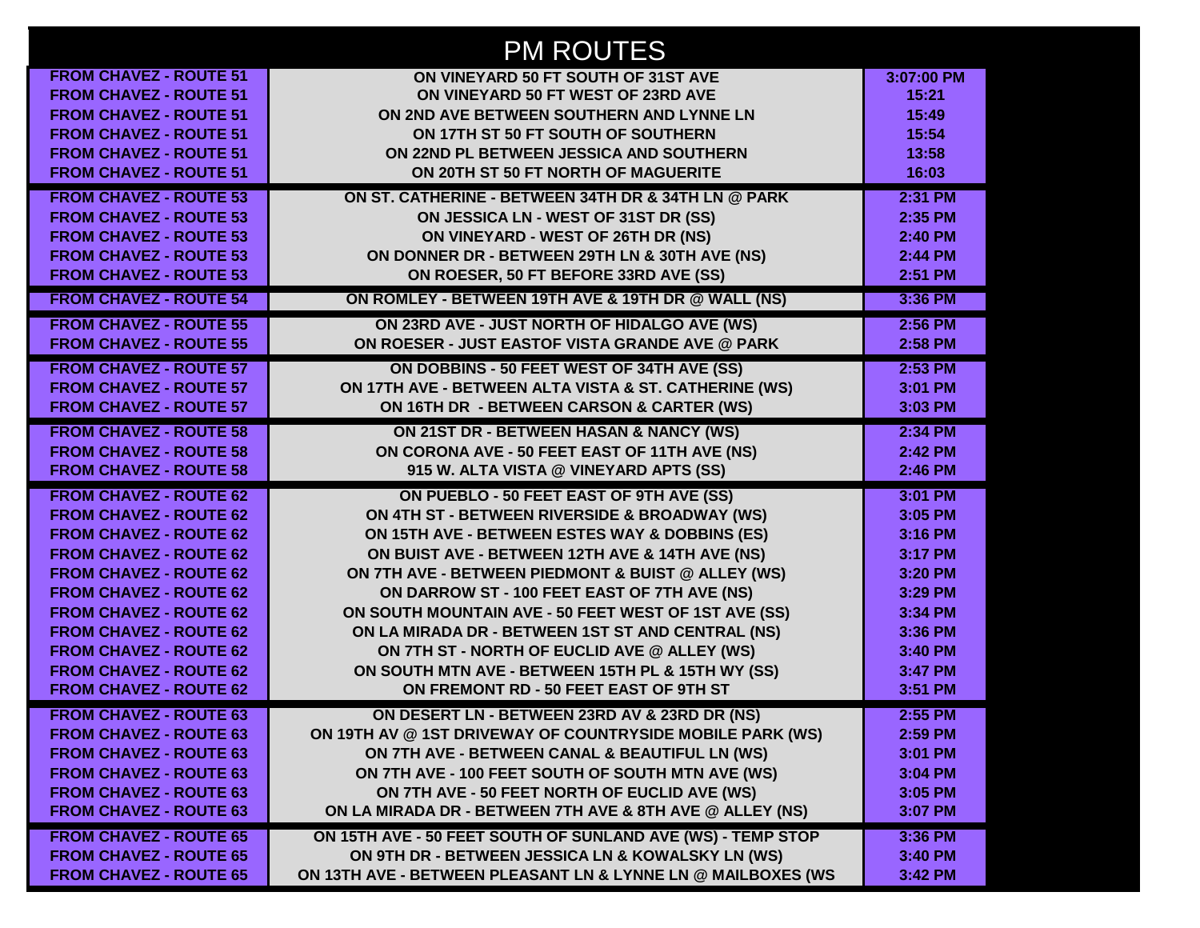# PM ROUTES

| Route | Stop Location | Time |
|---|---|---|
| FROM CHAVEZ - ROUTE 51 | ON VINEYARD 50 FT SOUTH OF 31ST AVE | 3:07:00 PM |
| FROM CHAVEZ - ROUTE 51 | ON VINEYARD 50 FT WEST OF 23RD AVE | 15:21 |
| FROM CHAVEZ - ROUTE 51 | ON 2ND AVE BETWEEN SOUTHERN AND LYNNE LN | 15:49 |
| FROM CHAVEZ - ROUTE 51 | ON 17TH ST 50 FT SOUTH OF SOUTHERN | 15:54 |
| FROM CHAVEZ - ROUTE 51 | ON 22ND PL BETWEEN JESSICA AND SOUTHERN | 13:58 |
| FROM CHAVEZ - ROUTE 51 | ON 20TH ST 50 FT NORTH OF MAGUERITE | 16:03 |
| FROM CHAVEZ - ROUTE 53 | ON ST. CATHERINE - BETWEEN 34TH DR & 34TH LN @ PARK | 2:31 PM |
| FROM CHAVEZ - ROUTE 53 | ON JESSICA LN - WEST OF 31ST DR (SS) | 2:35 PM |
| FROM CHAVEZ - ROUTE 53 | ON VINEYARD - WEST OF 26TH DR (NS) | 2:40 PM |
| FROM CHAVEZ - ROUTE 53 | ON DONNER DR - BETWEEN 29TH LN & 30TH AVE (NS) | 2:44 PM |
| FROM CHAVEZ - ROUTE 53 | ON ROESER, 50 FT BEFORE 33RD AVE (SS) | 2:51 PM |
| FROM CHAVEZ - ROUTE 54 | ON ROMLEY - BETWEEN 19TH AVE & 19TH DR @ WALL (NS) | 3:36 PM |
| FROM CHAVEZ - ROUTE 55 | ON 23RD AVE - JUST NORTH OF HIDALGO AVE (WS) | 2:56 PM |
| FROM CHAVEZ - ROUTE 55 | ON ROESER - JUST EASTOF VISTA GRANDE AVE @ PARK | 2:58 PM |
| FROM CHAVEZ - ROUTE 57 | ON DOBBINS - 50 FEET WEST OF 34TH AVE (SS) | 2:53 PM |
| FROM CHAVEZ - ROUTE 57 | ON 17TH AVE - BETWEEN ALTA VISTA & ST. CATHERINE (WS) | 3:01 PM |
| FROM CHAVEZ - ROUTE 57 | ON 16TH DR - BETWEEN CARSON & CARTER (WS) | 3:03 PM |
| FROM CHAVEZ - ROUTE 58 | ON 21ST DR - BETWEEN HASAN & NANCY (WS) | 2:34 PM |
| FROM CHAVEZ - ROUTE 58 | ON CORONA AVE - 50 FEET EAST OF 11TH AVE (NS) | 2:42 PM |
| FROM CHAVEZ - ROUTE 58 | 915 W. ALTA VISTA @ VINEYARD APTS (SS) | 2:46 PM |
| FROM CHAVEZ - ROUTE 62 | ON PUEBLO - 50 FEET EAST OF 9TH AVE (SS) | 3:01 PM |
| FROM CHAVEZ - ROUTE 62 | ON 4TH ST - BETWEEN RIVERSIDE & BROADWAY (WS) | 3:05 PM |
| FROM CHAVEZ - ROUTE 62 | ON 15TH AVE - BETWEEN ESTES WAY & DOBBINS (ES) | 3:16 PM |
| FROM CHAVEZ - ROUTE 62 | ON BUIST AVE - BETWEEN 12TH AVE & 14TH AVE (NS) | 3:17 PM |
| FROM CHAVEZ - ROUTE 62 | ON 7TH AVE - BETWEEN PIEDMONT & BUIST @ ALLEY (WS) | 3:20 PM |
| FROM CHAVEZ - ROUTE 62 | ON DARROW ST - 100 FEET EAST OF 7TH AVE (NS) | 3:29 PM |
| FROM CHAVEZ - ROUTE 62 | ON SOUTH MOUNTAIN AVE - 50 FEET WEST OF 1ST AVE (SS) | 3:34 PM |
| FROM CHAVEZ - ROUTE 62 | ON LA MIRADA DR - BETWEEN 1ST ST AND CENTRAL (NS) | 3:36 PM |
| FROM CHAVEZ - ROUTE 62 | ON 7TH ST - NORTH OF EUCLID AVE @ ALLEY (WS) | 3:40 PM |
| FROM CHAVEZ - ROUTE 62 | ON SOUTH MTN AVE - BETWEEN 15TH PL & 15TH WY (SS) | 3:47 PM |
| FROM CHAVEZ - ROUTE 62 | ON FREMONT RD - 50 FEET EAST OF 9TH ST | 3:51 PM |
| FROM CHAVEZ - ROUTE 63 | ON DESERT LN - BETWEEN 23RD AV & 23RD DR (NS) | 2:55 PM |
| FROM CHAVEZ - ROUTE 63 | ON 19TH AV @ 1ST DRIVEWAY OF COUNTRYSIDE MOBILE PARK (WS) | 2:59 PM |
| FROM CHAVEZ - ROUTE 63 | ON 7TH AVE - BETWEEN CANAL & BEAUTIFUL LN (WS) | 3:01 PM |
| FROM CHAVEZ - ROUTE 63 | ON 7TH AVE - 100 FEET SOUTH OF SOUTH MTN AVE (WS) | 3:04 PM |
| FROM CHAVEZ - ROUTE 63 | ON 7TH AVE - 50 FEET NORTH OF EUCLID AVE (WS) | 3:05 PM |
| FROM CHAVEZ - ROUTE 63 | ON LA MIRADA DR - BETWEEN 7TH AVE & 8TH AVE @ ALLEY (NS) | 3:07 PM |
| FROM CHAVEZ - ROUTE 65 | ON 15TH AVE - 50 FEET SOUTH OF SUNLAND AVE (WS) - TEMP STOP | 3:36 PM |
| FROM CHAVEZ - ROUTE 65 | ON 9TH DR - BETWEEN JESSICA LN & KOWALSKY LN (WS) | 3:40 PM |
| FROM CHAVEZ - ROUTE 65 | ON 13TH AVE - BETWEEN PLEASANT LN & LYNNE LN @ MAILBOXES (WS | 3:42 PM |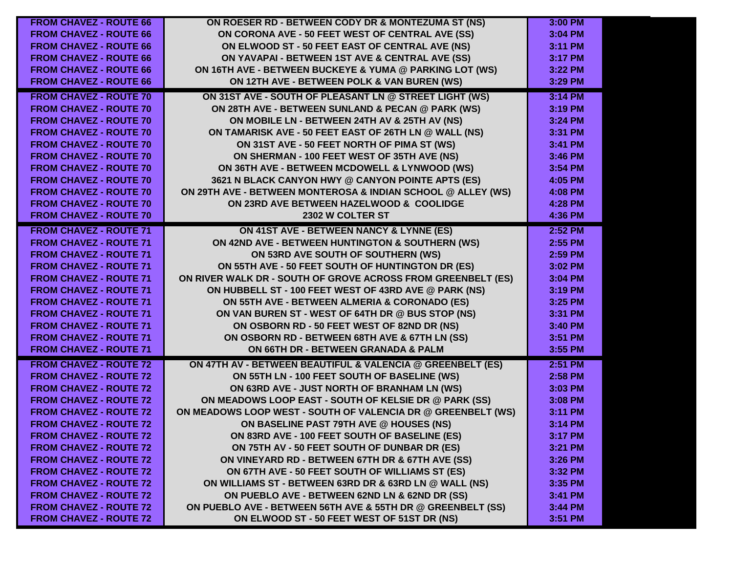| | | |
|---|---|---|
| FROM CHAVEZ - ROUTE 66 | ON ROESER RD - BETWEEN CODY DR & MONTEZUMA ST (NS) | 3:00 PM |
| FROM CHAVEZ - ROUTE 66 | ON CORONA AVE - 50 FEET WEST OF CENTRAL AVE (SS) | 3:04 PM |
| FROM CHAVEZ - ROUTE 66 | ON ELWOOD ST - 50 FEET EAST OF CENTRAL AVE (NS) | 3:11 PM |
| FROM CHAVEZ - ROUTE 66 | ON YAVAPAI - BETWEEN 1ST AVE & CENTRAL AVE (SS) | 3:17 PM |
| FROM CHAVEZ - ROUTE 66 | ON 16TH AVE - BETWEEN BUCKEYE & YUMA @ PARKING LOT (WS) | 3:22 PM |
| FROM CHAVEZ - ROUTE 66 | ON 12TH AVE - BETWEEN POLK & VAN BUREN (WS) | 3:29 PM |
| FROM CHAVEZ - ROUTE 70 | ON 31ST AVE - SOUTH OF PLEASANT LN @ STREET LIGHT (WS) | 3:14 PM |
| FROM CHAVEZ - ROUTE 70 | ON 28TH AVE - BETWEEN SUNLAND & PECAN @ PARK (WS) | 3:19 PM |
| FROM CHAVEZ - ROUTE 70 | ON MOBILE LN - BETWEEN 24TH AV & 25TH AV (NS) | 3:24 PM |
| FROM CHAVEZ - ROUTE 70 | ON TAMARISK AVE - 50 FEET EAST OF 26TH LN @ WALL (NS) | 3:31 PM |
| FROM CHAVEZ - ROUTE 70 | ON 31ST AVE - 50 FEET NORTH OF PIMA ST (WS) | 3:41 PM |
| FROM CHAVEZ - ROUTE 70 | ON SHERMAN - 100 FEET WEST OF 35TH AVE (NS) | 3:46 PM |
| FROM CHAVEZ - ROUTE 70 | ON 36TH AVE - BETWEEN MCDOWELL & LYNWOOD (WS) | 3:54 PM |
| FROM CHAVEZ - ROUTE 70 | 3621 N BLACK CANYON HWY @ CANYON POINTE APTS (ES) | 4:05 PM |
| FROM CHAVEZ - ROUTE 70 | ON 29TH AVE - BETWEEN MONTEROSA & INDIAN SCHOOL @ ALLEY (WS) | 4:08 PM |
| FROM CHAVEZ - ROUTE 70 | ON 23RD AVE BETWEEN HAZELWOOD & COOLIDGE | 4:28 PM |
| FROM CHAVEZ - ROUTE 70 | 2302 W COLTER ST | 4:36 PM |
| FROM CHAVEZ - ROUTE 71 | ON 41ST AVE - BETWEEN NANCY & LYNNE (ES) | 2:52 PM |
| FROM CHAVEZ - ROUTE 71 | ON 42ND AVE - BETWEEN HUNTINGTON & SOUTHERN (WS) | 2:55 PM |
| FROM CHAVEZ - ROUTE 71 | ON 53RD AVE SOUTH OF SOUTHERN (WS) | 2:59 PM |
| FROM CHAVEZ - ROUTE 71 | ON 55TH AVE - 50 FEET SOUTH OF HUNTINGTON DR (ES) | 3:02 PM |
| FROM CHAVEZ - ROUTE 71 | ON RIVER WALK DR - SOUTH OF GROVE ACROSS FROM GREENBELT (ES) | 3:04 PM |
| FROM CHAVEZ - ROUTE 71 | ON HUBBELL ST - 100 FEET WEST OF 43RD AVE @ PARK (NS) | 3:19 PM |
| FROM CHAVEZ - ROUTE 71 | ON 55TH AVE - BETWEEN ALMERIA & CORONADO (ES) | 3:25 PM |
| FROM CHAVEZ - ROUTE 71 | ON VAN BUREN ST - WEST OF 64TH DR @ BUS STOP (NS) | 3:31 PM |
| FROM CHAVEZ - ROUTE 71 | ON OSBORN RD - 50 FEET WEST OF 82ND DR (NS) | 3:40 PM |
| FROM CHAVEZ - ROUTE 71 | ON OSBORN RD - BETWEEN 68TH AVE & 67TH LN (SS) | 3:51 PM |
| FROM CHAVEZ - ROUTE 71 | ON 66TH DR - BETWEEN GRANADA & PALM | 3:55 PM |
| FROM CHAVEZ - ROUTE 72 | ON 47TH AV - BETWEEN BEAUTIFUL & VALENCIA @ GREENBELT (ES) | 2:51 PM |
| FROM CHAVEZ - ROUTE 72 | ON 55TH LN - 100 FEET SOUTH OF BASELINE (WS) | 2:58 PM |
| FROM CHAVEZ - ROUTE 72 | ON 63RD AVE - JUST NORTH OF BRANHAM LN (WS) | 3:03 PM |
| FROM CHAVEZ - ROUTE 72 | ON MEADOWS LOOP EAST - SOUTH OF KELSIE DR @ PARK (SS) | 3:08 PM |
| FROM CHAVEZ - ROUTE 72 | ON MEADOWS LOOP WEST - SOUTH OF VALENCIA DR @ GREENBELT (WS) | 3:11 PM |
| FROM CHAVEZ - ROUTE 72 | ON BASELINE PAST 79TH AVE @ HOUSES (NS) | 3:14 PM |
| FROM CHAVEZ - ROUTE 72 | ON 83RD AVE - 100 FEET SOUTH OF BASELINE (ES) | 3:17 PM |
| FROM CHAVEZ - ROUTE 72 | ON 75TH AV - 50 FEET SOUTH OF DUNBAR DR (ES) | 3:21 PM |
| FROM CHAVEZ - ROUTE 72 | ON VINEYARD RD - BETWEEN 67TH DR & 67TH AVE (SS) | 3:26 PM |
| FROM CHAVEZ - ROUTE 72 | ON 67TH AVE - 50 FEET SOUTH OF WILLIAMS ST (ES) | 3:32 PM |
| FROM CHAVEZ - ROUTE 72 | ON WILLIAMS ST - BETWEEN 63RD DR & 63RD LN @ WALL (NS) | 3:35 PM |
| FROM CHAVEZ - ROUTE 72 | ON PUEBLO AVE - BETWEEN 62ND LN & 62ND DR (SS) | 3:41 PM |
| FROM CHAVEZ - ROUTE 72 | ON PUEBLO AVE - BETWEEN 56TH AVE & 55TH DR @ GREENBELT (SS) | 3:44 PM |
| FROM CHAVEZ - ROUTE 72 | ON ELWOOD ST - 50 FEET WEST OF 51ST DR (NS) | 3:51 PM |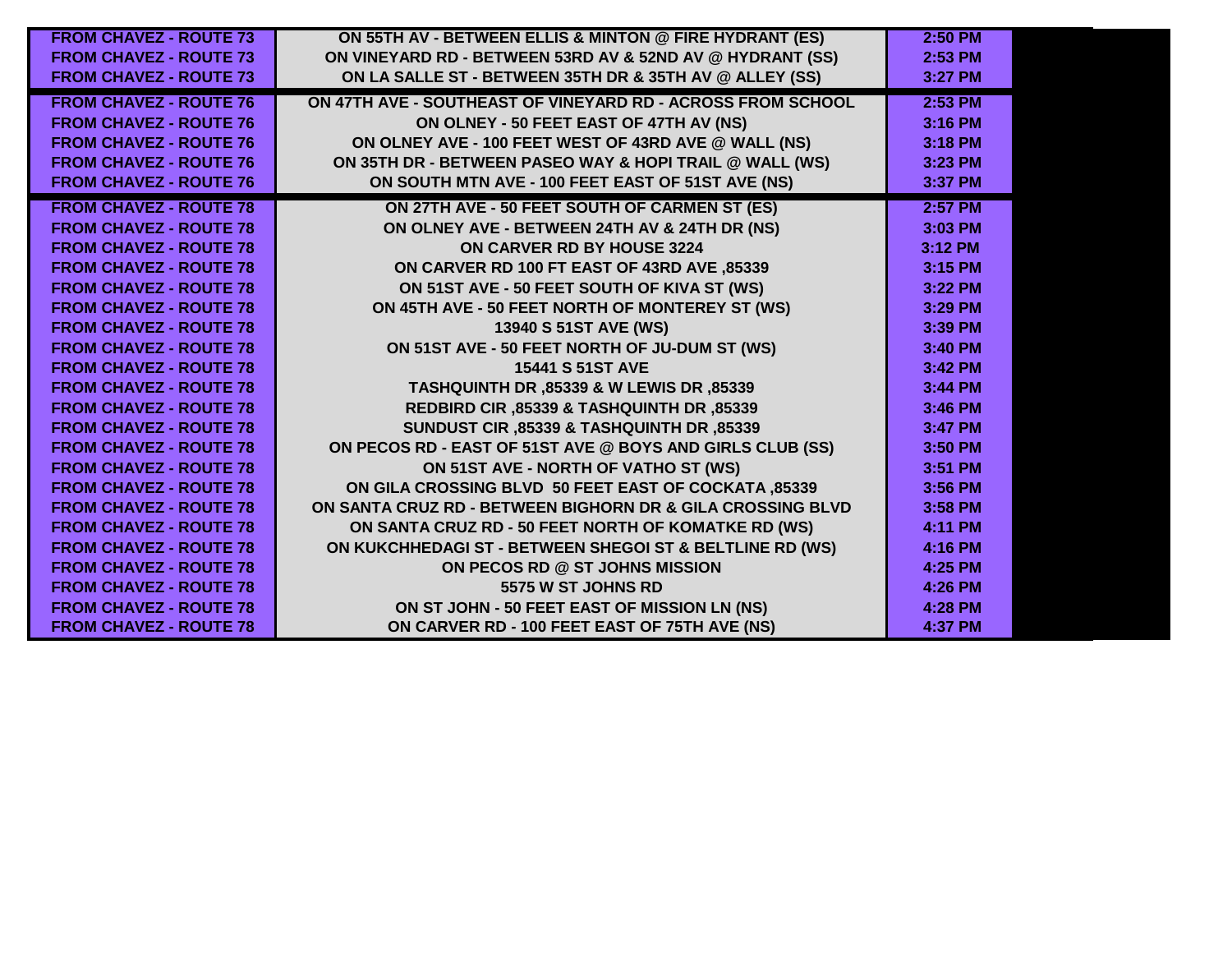| | | |
|---|---|---|
| FROM CHAVEZ - ROUTE 73 | ON 55TH AV - BETWEEN ELLIS & MINTON @ FIRE HYDRANT (ES) | 2:50 PM |
| FROM CHAVEZ - ROUTE 73 | ON VINEYARD RD - BETWEEN 53RD AV & 52ND AV @ HYDRANT (SS) | 2:53 PM |
| FROM CHAVEZ - ROUTE 73 | ON LA SALLE ST - BETWEEN 35TH DR & 35TH AV @ ALLEY (SS) | 3:27 PM |
| FROM CHAVEZ - ROUTE 76 | ON 47TH AVE - SOUTHEAST OF VINEYARD RD - ACROSS FROM SCHOOL | 2:53 PM |
| FROM CHAVEZ - ROUTE 76 | ON OLNEY - 50 FEET EAST OF 47TH AV (NS) | 3:16 PM |
| FROM CHAVEZ - ROUTE 76 | ON OLNEY AVE - 100 FEET WEST OF 43RD AVE @ WALL (NS) | 3:18 PM |
| FROM CHAVEZ - ROUTE 76 | ON 35TH DR - BETWEEN PASEO WAY & HOPI TRAIL @ WALL (WS) | 3:23 PM |
| FROM CHAVEZ - ROUTE 76 | ON SOUTH MTN AVE - 100 FEET EAST OF 51ST AVE (NS) | 3:37 PM |
| FROM CHAVEZ - ROUTE 78 | ON 27TH AVE - 50 FEET SOUTH OF CARMEN ST (ES) | 2:57 PM |
| FROM CHAVEZ - ROUTE 78 | ON OLNEY AVE - BETWEEN 24TH AV & 24TH DR (NS) | 3:03 PM |
| FROM CHAVEZ - ROUTE 78 | ON CARVER RD BY HOUSE 3224 | 3:12 PM |
| FROM CHAVEZ - ROUTE 78 | ON CARVER RD 100 FT EAST OF 43RD AVE ,85339 | 3:15 PM |
| FROM CHAVEZ - ROUTE 78 | ON 51ST AVE - 50 FEET SOUTH OF KIVA ST (WS) | 3:22 PM |
| FROM CHAVEZ - ROUTE 78 | ON 45TH AVE - 50 FEET NORTH OF MONTEREY ST (WS) | 3:29 PM |
| FROM CHAVEZ - ROUTE 78 | 13940 S 51ST AVE (WS) | 3:39 PM |
| FROM CHAVEZ - ROUTE 78 | ON 51ST AVE - 50 FEET NORTH OF JU-DUM ST (WS) | 3:40 PM |
| FROM CHAVEZ - ROUTE 78 | 15441 S 51ST AVE | 3:42 PM |
| FROM CHAVEZ - ROUTE 78 | TASHQUINTH DR ,85339 & W LEWIS DR ,85339 | 3:44 PM |
| FROM CHAVEZ - ROUTE 78 | REDBIRD CIR ,85339 & TASHQUINTH DR ,85339 | 3:46 PM |
| FROM CHAVEZ - ROUTE 78 | SUNDUST CIR ,85339 & TASHQUINTH DR ,85339 | 3:47 PM |
| FROM CHAVEZ - ROUTE 78 | ON PECOS RD - EAST OF 51ST AVE @ BOYS AND GIRLS CLUB (SS) | 3:50 PM |
| FROM CHAVEZ - ROUTE 78 | ON 51ST AVE - NORTH OF VATHO ST (WS) | 3:51 PM |
| FROM CHAVEZ - ROUTE 78 | ON GILA CROSSING BLVD 50 FEET EAST OF COCKATA ,85339 | 3:56 PM |
| FROM CHAVEZ - ROUTE 78 | ON SANTA CRUZ RD - BETWEEN BIGHORN DR & GILA CROSSING BLVD | 3:58 PM |
| FROM CHAVEZ - ROUTE 78 | ON SANTA CRUZ RD - 50 FEET NORTH OF KOMATKE RD (WS) | 4:11 PM |
| FROM CHAVEZ - ROUTE 78 | ON KUKCHHEDAGI ST - BETWEEN SHEGOI ST & BELTLINE RD (WS) | 4:16 PM |
| FROM CHAVEZ - ROUTE 78 | ON PECOS RD @ ST JOHNS MISSION | 4:25 PM |
| FROM CHAVEZ - ROUTE 78 | 5575 W ST JOHNS RD | 4:26 PM |
| FROM CHAVEZ - ROUTE 78 | ON ST JOHN - 50 FEET EAST OF MISSION LN (NS) | 4:28 PM |
| FROM CHAVEZ - ROUTE 78 | ON CARVER RD - 100 FEET EAST OF 75TH AVE (NS) | 4:37 PM |